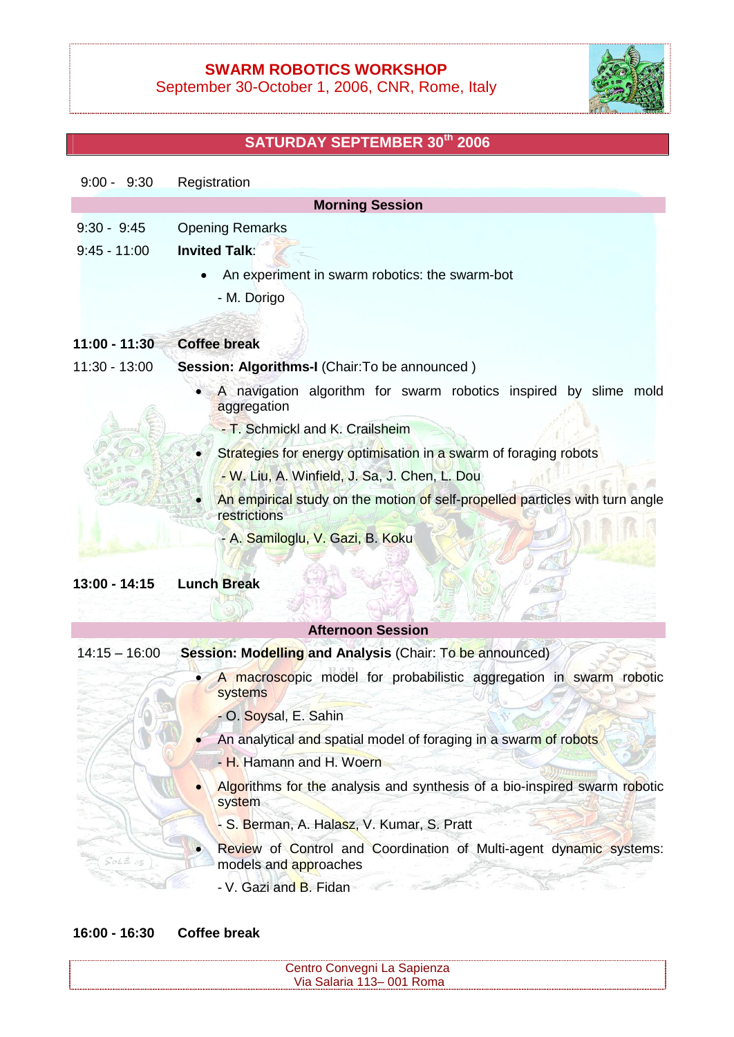# SWARM ROBOTICS WORKSHOP

September 30-October 1, 2006, CNR, Rome, Italy

## SATURDAY SEPTEMBER 30th 2006

9:00 - 9:30 Registration

### Morning Session

9:30 - 9:45 Opening Remarks

9:45 - 11:00 **Invited Talk**:

- An experiment in swarm robotics: the swarm-bot
  - M. Dorigo

**11:00 - 11:30 Coffee break**

11:30 - 13:00 **Session: Algorithms-I** (Chair:To be announced )

- A navigation algorithm for swarm robotics inspired by slime mold aggregation
  - T. Schmickl and K. Crailsheim
- Strategies for energy optimisation in a swarm of foraging robots
  - W. Liu, A. Winfield, J. Sa, J. Chen, L. Dou
- An empirical study on the motion of self-propelled particles with turn angle restrictions
  - A. Samiloglu, V. Gazi, B. Koku

**13:00 - 14:15 Lunch Break**

### Afternoon Session

14:15 – 16:00 **Session: Modelling and Analysis** (Chair: To be announced)

- A macroscopic model for probabilistic aggregation in swarm robotic systems
  - O. Soysal, E. Sahin
- An analytical and spatial model of foraging in a swarm of robots
  - H. Hamann and H. Woern
- Algorithms for the analysis and synthesis of a bio-inspired swarm robotic system
  - S. Berman, A. Halasz, V. Kumar, S. Pratt
- Review of Control and Coordination of Multi-agent dynamic systems: models and approaches
  - V. Gazi and B. Fidan

**16:00 - 16:30 Coffee break**

Centro Convegni La Sapienza
Via Salaria 113– 001 Roma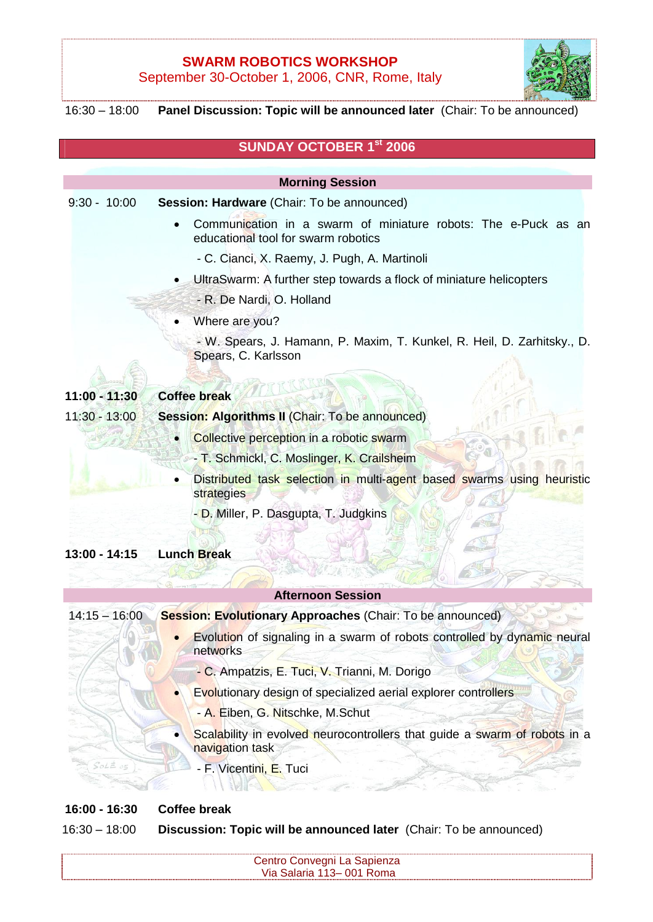16:30 – 18:00 **Panel Discussion: Topic will be announced later** (Chair: To be announced)

## SUNDAY OCTOBER 1st 2006

### Morning Session

9:30 - 10:00 **Session: Hardware** (Chair: To be announced)

- Communication in a swarm of miniature robots: The e-Puck as an educational tool for swarm robotics
  - C. Cianci, X. Raemy, J. Pugh, A. Martinoli
- UltraSwarm: A further step towards a flock of miniature helicopters
  - R. De Nardi, O. Holland
- Where are you?
  - W. Spears, J. Hamann, P. Maxim, T. Kunkel, R. Heil, D. Zarhitsky., D. Spears, C. Karlsson

**11:00 - 11:30** **Coffee break**

11:30 - 13:00 **Session: Algorithms II** (Chair: To be announced)

- Collective perception in a robotic swarm
  - T. Schmickl, C. Moslinger, K. Crailsheim
- Distributed task selection in multi-agent based swarms using heuristic strategies
  - D. Miller, P. Dasgupta, T. Judgkins

**13:00 - 14:15** **Lunch Break**

### Afternoon Session

14:15 – 16:00 **Session: Evolutionary Approaches** (Chair: To be announced)

- Evolution of signaling in a swarm of robots controlled by dynamic neural networks
  - C. Ampatzis, E. Tuci, V. Trianni, M. Dorigo
- Evolutionary design of specialized aerial explorer controllers
  - A. Eiben, G. Nitschke, M.Schut
- Scalability in evolved neurocontrollers that guide a swarm of robots in a navigation task
  - F. Vicentini, E. Tuci

**16:00 - 16:30** **Coffee break**

16:30 – 18:00 **Discussion: Topic will be announced later** (Chair: To be announced)

Centro Convegni La Sapienza
Via Salaria 113– 001 Roma